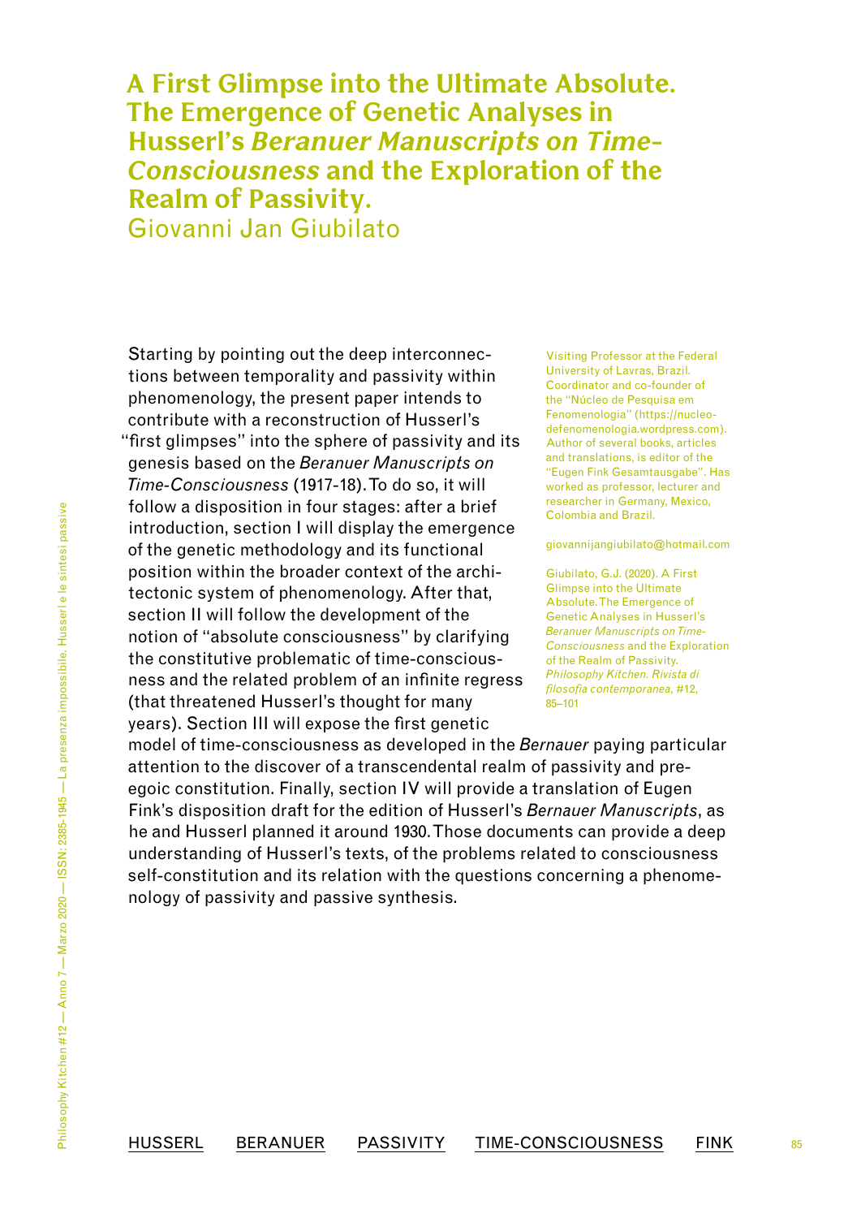# A First Glimpse into the Ultimate Absolute. The Emergence of Genetic Analyses in Husserl's *Beranuer Manuscripts on Time-Consciousness* and the Exploration of the Realm of Passivity.

Giovanni Jan Giubilato

Starting by pointing out the deep interconnections between temporality and passivity within phenomenology, the present paper intends to contribute with a reconstruction of Husserl's "first glimpses" into the sphere of passivity and its genesis based on the *Beranuer Manuscripts on Time-Consciousness* (1917-18). To do so, it will follow a disposition in four stages: after a brief introduction, section I will display the emergence of the genetic methodology and its functional position within the broader context of the architectonic system of phenomenology. After that, section II will follow the development of the notion of "absolute consciousness" by clarifying the constitutive problematic of time-consciousness and the related problem of an infinite regress (that threatened Husserl's thought for many years). Section III will expose the first genetic model of time-consciousness as developed in the *Bernauer* paying particular attention to the discover of a transcendental realm of passivity and pre-egoic constitution. Finally, section IV will provide a translation of Eugen Fink's disposition draft for the edition of Husserl's *Bernauer Manuscripts*, as he and Husserl planned it around 1930. Those documents can provide a deep understanding of Husserl's texts, of the problems related to consciousness self-constitution and its relation with the questions concerning a phenomenology of passivity and passive synthesis.

Visiting Professor at the Federal University of Lavras, Brazil. Coordinator and co-founder of the "Núcleo de Pesquisa em Fenomenologia" (https://nucleo-defenomenologia.wordpress.com). Author of several books, articles and translations, is editor of the "Eugen Fink Gesamtausgabe". Has worked as professor, lecturer and researcher in Germany, Mexico, Colombia and Brazil.

giovannijangiubilato@hotmail.com

Giubilato, G.J. (2020). A First Glimpse into the Ultimate Absolute. The Emergence of Genetic Analyses in Husserl's *Beranuer Manuscripts on Time-Consciousness* and the Exploration of the Realm of Passivity. *Philosophy Kitchen. Rivista di filosofia contemporanea*, #12, 85–101

HUSSERL BERANUER PASSIVITY TIME-CONSCIOUSNESS FINK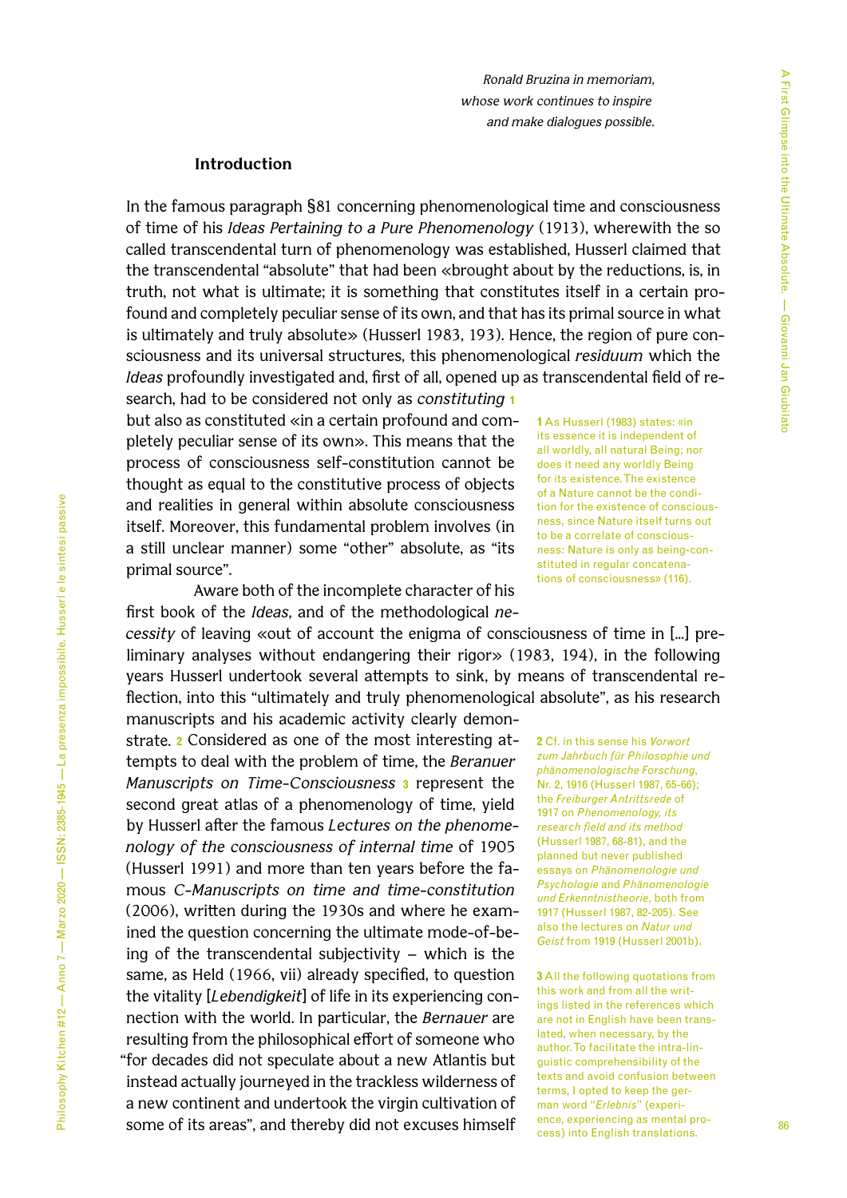*Ronald Bruzina in memoriam,*
*whose work continues to inspire*
*and make dialogues possible.*

## Introduction

In the famous paragraph §81 concerning phenomenological time and consciousness of time of his *Ideas Pertaining to a Pure Phenomenology* (1913), wherewith the so called transcendental turn of phenomenology was established, Husserl claimed that the transcendental "absolute" that had been «brought about by the reductions, is, in truth, not what is ultimate; it is something that constitutes itself in a certain profound and completely peculiar sense of its own, and that has its primal source in what is ultimately and truly absolute» (Husserl 1983, 193). Hence, the region of pure consciousness and its universal structures, this phenomenological *residuum* which the *Ideas* profoundly investigated and, first of all, opened up as transcendental field of research, had to be considered not only as *constituting* [1] but also as constituted «in a certain profound and completely peculiar sense of its own». This means that the process of consciousness self-constitution cannot be thought as equal to the constitutive process of objects and realities in general within absolute consciousness itself. Moreover, this fundamental problem involves (in a still unclear manner) some "other" absolute, as "its primal source".

Aware both of the incomplete character of his first book of the *Ideas*, and of the methodological *necessity* of leaving «out of account the enigma of consciousness of time in [...] preliminary analyses without endangering their rigor» (1983, 194), in the following years Husserl undertook several attempts to sink, by means of transcendental reflection, into this "ultimately and truly phenomenological absolute", as his research manuscripts and his academic activity clearly demonstrate. [2] Considered as one of the most interesting attempts to deal with the problem of time, the *Beranuer Manuscripts on Time-Consciousness* [3] represent the second great atlas of a phenomenology of time, yield by Husserl after the famous *Lectures on the phenomenology of the consciousness of internal time* of 1905 (Husserl 1991) and more than ten years before the famous *C-Manuscripts on time and time-constitution* (2006), written during the 1930s and where he examined the question concerning the ultimate mode-of-being of the transcendental subjectivity – which is the same, as Held (1966, vii) already specified, to question the vitality [*Lebendigkeit*] of life in its experiencing connection with the world. In particular, the *Bernauer* are resulting from the philosophical effort of someone who "for decades did not speculate about a new Atlantis but instead actually journeyed in the trackless wilderness of a new continent and undertook the virgin cultivation of some of its areas", and thereby did not excuses himself

---

[1] As Husserl (1983) states: «in its essence it is independent of all worldly, all natural Being; nor does it need any worldly Being for its existence. The existence of a Nature cannot be the condition for the existence of consciousness, since Nature itself turns out to be a correlate of consciousness: Nature is only as being-constituted in regular concatenations of consciousness» (116).

[2] Cf. in this sense his *Vorwort zum Jahrbuch für Philosophie und phänomenologische Forschung*, Nr. 2, 1916 (Husserl 1987, 65-66); the *Freiburger Antrittsrede* of 1917 on *Phenomenology, its research field and its method* (Husserl 1987, 68-81), and the planned but never published essays on *Phänomenologie und Psychologie* and *Phänomenologie und Erkenntnistheorie*, both from 1917 (Husserl 1987, 82-205). See also the lectures on *Natur und Geist* from 1919 (Husserl 2001b).

[3] All the following quotations from this work and from all the writings listed in the references which are not in English have been translated, when necessary, by the author. To facilitate the intra-linguistic comprehensibility of the texts and avoid confusion between terms, I opted to keep the german word "*Erlebnis*" (experience, experiencing as mental process) into English translations.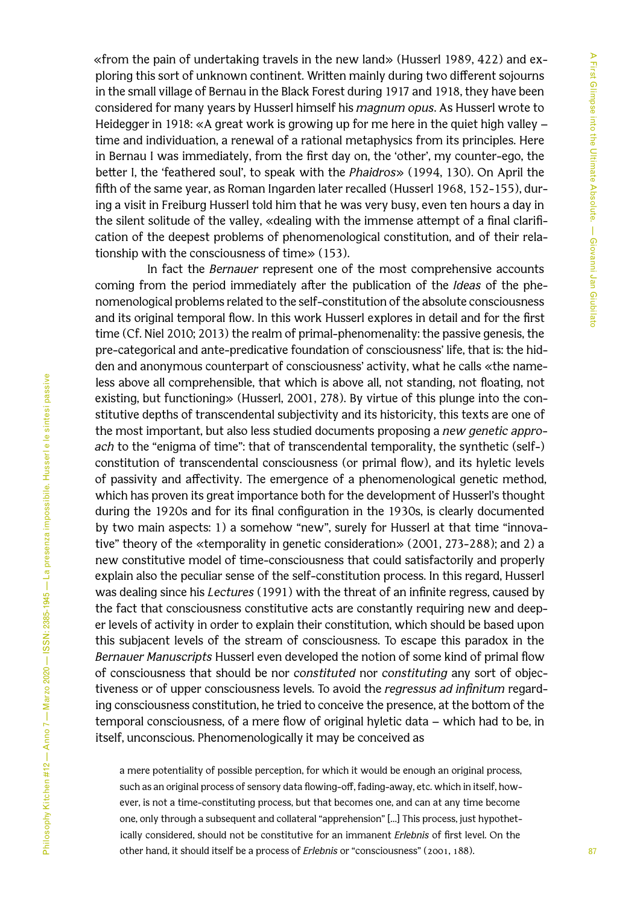«from the pain of undertaking travels in the new land» (Husserl 1989, 422) and exploring this sort of unknown continent. Written mainly during two different sojourns in the small village of Bernau in the Black Forest during 1917 and 1918, they have been considered for many years by Husserl himself his *magnum opus*. As Husserl wrote to Heidegger in 1918: «A great work is growing up for me here in the quiet high valley – time and individuation, a renewal of a rational metaphysics from its principles. Here in Bernau I was immediately, from the first day on, the 'other', my counter-ego, the better I, the 'feathered soul', to speak with the *Phaidros*» (1994, 130). On April the fifth of the same year, as Roman Ingarden later recalled (Husserl 1968, 152-155), during a visit in Freiburg Husserl told him that he was very busy, even ten hours a day in the silent solitude of the valley, «dealing with the immense attempt of a final clarification of the deepest problems of phenomenological constitution, and of their relationship with the consciousness of time» (153).

In fact the *Bernauer* represent one of the most comprehensive accounts coming from the period immediately after the publication of the *Ideas* of the phenomenological problems related to the self-constitution of the absolute consciousness and its original temporal flow. In this work Husserl explores in detail and for the first time (Cf. Niel 2010; 2013) the realm of primal-phenomenality: the passive genesis, the pre-categorical and ante-predicative foundation of consciousness' life, that is: the hidden and anonymous counterpart of consciousness' activity, what he calls «the nameless above all comprehensible, that which is above all, not standing, not floating, not existing, but functioning» (Husserl, 2001, 278). By virtue of this plunge into the constitutive depths of transcendental subjectivity and its historicity, this texts are one of the most important, but also less studied documents proposing a *new genetic approach* to the "enigma of time": that of transcendental temporality, the synthetic (self-) constitution of transcendental consciousness (or primal flow), and its hyletic levels of passivity and affectivity. The emergence of a phenomenological genetic method, which has proven its great importance both for the development of Husserl's thought during the 1920s and for its final configuration in the 1930s, is clearly documented by two main aspects: 1) a somehow "new", surely for Husserl at that time "innovative" theory of the «temporality in genetic consideration» (2001, 273-288); and 2) a new constitutive model of time-consciousness that could satisfactorily and properly explain also the peculiar sense of the self-constitution process. In this regard, Husserl was dealing since his *Lectures* (1991) with the threat of an infinite regress, caused by the fact that consciousness constitutive acts are constantly requiring new and deeper levels of activity in order to explain their constitution, which should be based upon this subjacent levels of the stream of consciousness. To escape this paradox in the *Bernauer Manuscripts* Husserl even developed the notion of some kind of primal flow of consciousness that should be nor *constituted* nor *constituting* any sort of objectiveness or of upper consciousness levels. To avoid the *regressus ad infinitum* regarding consciousness constitution, he tried to conceive the presence, at the bottom of the temporal consciousness, of a mere flow of original hyletic data – which had to be, in itself, unconscious. Phenomenologically it may be conceived as

> a mere potentiality of possible perception, for which it would be enough an original process, such as an original process of sensory data flowing-off, fading-away, etc. which in itself, however, is not a time-constituting process, but that becomes one, and can at any time become one, only through a subsequent and collateral "apprehension" [...] This process, just hypothetically considered, should not be constitutive for an immanent *Erlebnis* of first level. On the other hand, it should itself be a process of *Erlebnis* or "consciousness" (2001, 188).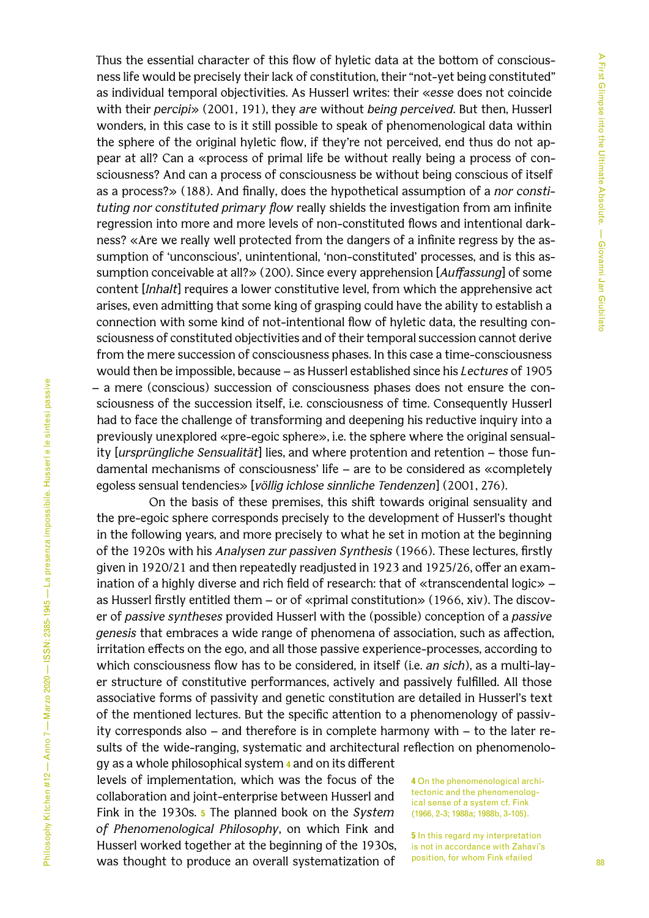Thus the essential character of this flow of hyletic data at the bottom of consciousness life would be precisely their lack of constitution, their "not-yet being constituted" as individual temporal objectivities. As Husserl writes: their «*esse* does not coincide with their *percipi*» (2001, 191), they *are* without *being perceived*. But then, Husserl wonders, in this case to is it still possible to speak of phenomenological data within the sphere of the original hyletic flow, if they're not perceived, end thus do not appear at all? Can a «process of primal life be without really being a process of consciousness? And can a process of consciousness be without being conscious of itself as a process?» (188). And finally, does the hypothetical assumption of a *nor constituting nor constituted primary flow* really shields the investigation from am infinite regression into more and more levels of non-constituted flows and intentional darkness? «Are we really well protected from the dangers of a infinite regress by the assumption of 'unconscious', unintentional, 'non-constituted' processes, and is this assumption conceivable at all?» (200). Since every apprehension [*Auffassung*] of some content [*Inhalt*] requires a lower constitutive level, from which the apprehensive act arises, even admitting that some king of grasping could have the ability to establish a connection with some kind of not-intentional flow of hyletic data, the resulting consciousness of constituted objectivities and of their temporal succession cannot derive from the mere succession of consciousness phases. In this case a time-consciousness would then be impossible, because – as Husserl established since his *Lectures* of 1905 – a mere (conscious) succession of consciousness phases does not ensure the consciousness of the succession itself, i.e. consciousness of time. Consequently Husserl had to face the challenge of transforming and deepening his reductive inquiry into a previously unexplored «pre-egoic sphere», i.e. the sphere where the original sensuality [*ursprüngliche Sensualität*] lies, and where protention and retention – those fundamental mechanisms of consciousness' life – are to be considered as «completely egoless sensual tendencies» [*völlig ichlose sinnliche Tendenzen*] (2001, 276).

On the basis of these premises, this shift towards original sensuality and the pre-egoic sphere corresponds precisely to the development of Husserl's thought in the following years, and more precisely to what he set in motion at the beginning of the 1920s with his *Analysen zur passiven Synthesis* (1966). These lectures, firstly given in 1920/21 and then repeatedly readjusted in 1923 and 1925/26, offer an examination of a highly diverse and rich field of research: that of «transcendental logic» – as Husserl firstly entitled them – or of «primal constitution» (1966, xiv). The discover of *passive syntheses* provided Husserl with the (possible) conception of a *passive genesis* that embraces a wide range of phenomena of association, such as affection, irritation effects on the ego, and all those passive experience-processes, according to which consciousness flow has to be considered, in itself (i.e. *an sich*), as a multi-layer structure of constitutive performances, actively and passively fulfilled. All those associative forms of passivity and genetic constitution are detailed in Husserl's text of the mentioned lectures. But the specific attention to a phenomenology of passivity corresponds also – and therefore is in complete harmony with – to the later results of the wide-ranging, systematic and architectural reflection on phenomenology as a whole philosophical system [4] and on its different levels of implementation, which was the focus of the collaboration and joint-enterprise between Husserl and Fink in the 1930s. [5] The planned book on the *System of Phenomenological Philosophy*, on which Fink and Husserl worked together at the beginning of the 1930s, was thought to produce an overall systematization of

4 On the phenomenological architectonic and the phenomenological sense of a system cf. Fink (1966, 2-3; 1988a; 1988b, 3-105).

5 In this regard my interpretation is not in accordance with Zahavi's position, for whom Fink «failed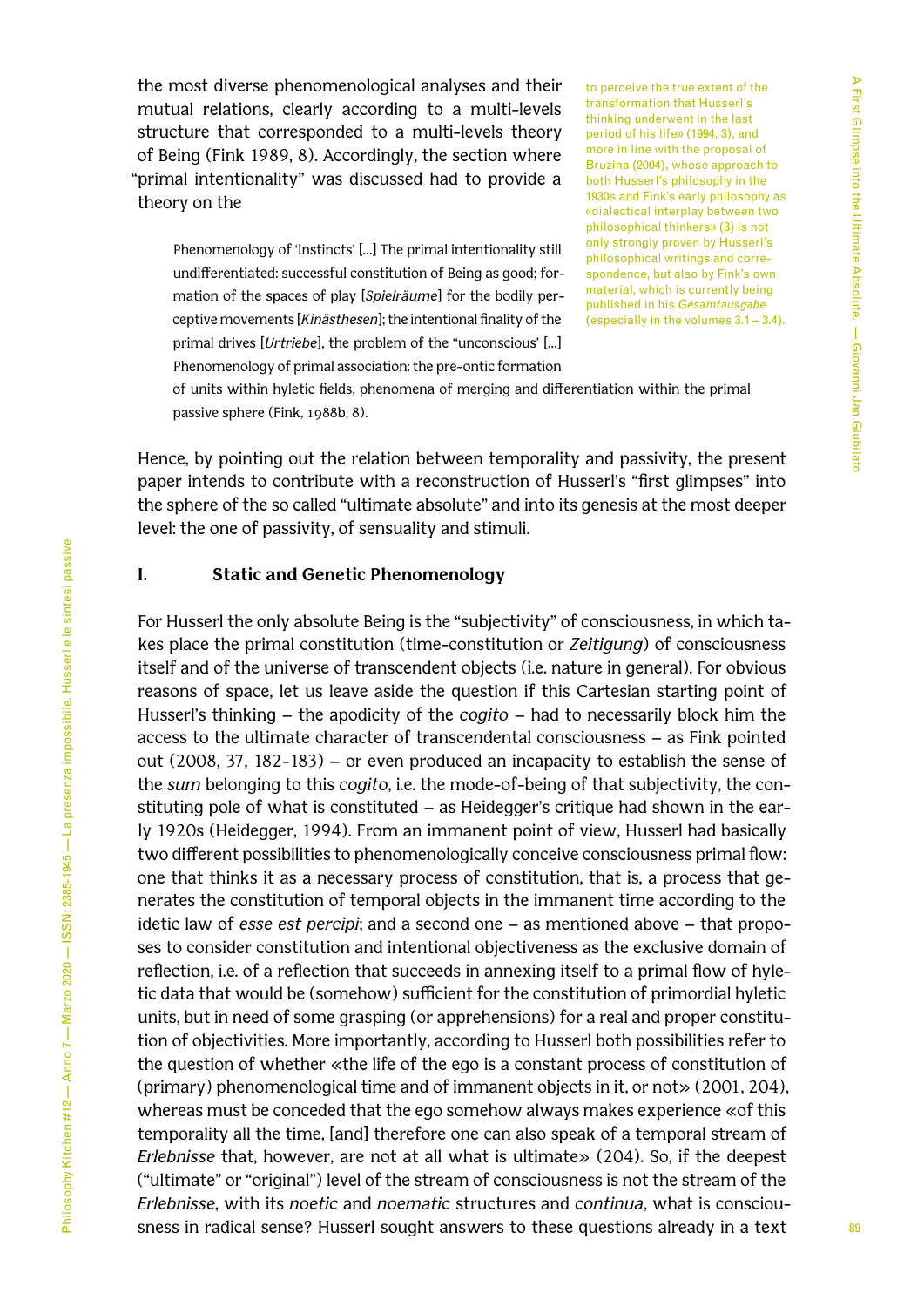the most diverse phenomenological analyses and their mutual relations, clearly according to a multi-levels structure that corresponded to a multi-levels theory of Being (Fink 1989, 8). Accordingly, the section where "primal intentionality" was discussed had to provide a theory on the

> Phenomenology of 'Instincts' [...] The primal intentionality still undifferentiated: successful constitution of Being as good; formation of the spaces of play [*Spielräume*] for the bodily perceptive movements [*Kinästhesen*]; the intentional finality of the primal drives [*Urtriebe*], the problem of the "unconscious' [...] Phenomenology of primal association: the pre-ontic formation of units within hyletic fields, phenomena of merging and differentiation within the primal passive sphere (Fink, 1988b, 8).

to perceive the true extent of the transformation that Husserl's thinking underwent in the last period of his life» (1994, 3), and more in line with the proposal of Bruzina (2004), whose approach to both Husserl's philosophy in the 1930s and Fink's early philosophy as «dialectical interplay between two philosophical thinkers» (3) is not only strongly proven by Husserl's philosophical writings and correspondence, but also by Fink's own material, which is currently being published in his *Gesamtausgabe* (especially in the volumes 3.1 – 3.4).

Hence, by pointing out the relation between temporality and passivity, the present paper intends to contribute with a reconstruction of Husserl's "first glimpses" into the sphere of the so called "ultimate absolute" and into its genesis at the most deeper level: the one of passivity, of sensuality and stimuli.

## I. Static and Genetic Phenomenology

For Husserl the only absolute Being is the "subjectivity" of consciousness, in which takes place the primal constitution (time-constitution or *Zeitigung*) of consciousness itself and of the universe of transcendent objects (i.e. nature in general). For obvious reasons of space, let us leave aside the question if this Cartesian starting point of Husserl's thinking – the apodicity of the *cogito* – had to necessarily block him the access to the ultimate character of transcendental consciousness – as Fink pointed out (2008, 37, 182-183) – or even produced an incapacity to establish the sense of the *sum* belonging to this *cogito*, i.e. the mode-of-being of that subjectivity, the constituting pole of what is constituted – as Heidegger's critique had shown in the early 1920s (Heidegger, 1994). From an immanent point of view, Husserl had basically two different possibilities to phenomenologically conceive consciousness primal flow: one that thinks it as a necessary process of constitution, that is, a process that generates the constitution of temporal objects in the immanent time according to the idetic law of *esse est percipi*; and a second one – as mentioned above – that proposes to consider constitution and intentional objectiveness as the exclusive domain of reflection, i.e. of a reflection that succeeds in annexing itself to a primal flow of hyletic data that would be (somehow) sufficient for the constitution of primordial hyletic units, but in need of some grasping (or apprehensions) for a real and proper constitution of objectivities. More importantly, according to Husserl both possibilities refer to the question of whether «the life of the ego is a constant process of constitution of (primary) phenomenological time and of immanent objects in it, or not» (2001, 204), whereas must be conceded that the ego somehow always makes experience «of this temporality all the time, [and] therefore one can also speak of a temporal stream of *Erlebnisse* that, however, are not at all what is ultimate» (204). So, if the deepest ("ultimate" or "original") level of the stream of consciousness is not the stream of the *Erlebnisse*, with its *noetic* and *noematic* structures and *continua*, what is consciousness in radical sense? Husserl sought answers to these questions already in a text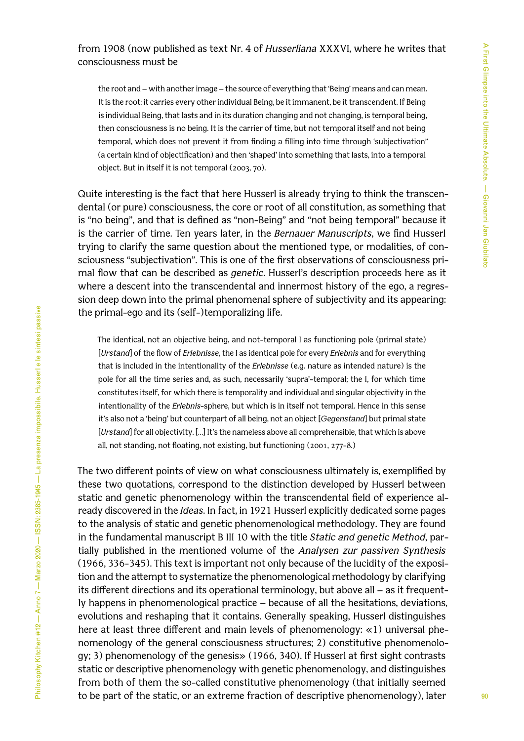from 1908 (now published as text Nr. 4 of *Husserliana* XXXVI, where he writes that consciousness must be

> the root and – with another image – the source of everything that 'Being' means and can mean. It is the root: it carries every other individual Being, be it immanent, be it transcendent. If Being is individual Being, that lasts and in its duration changing and not changing, is temporal being, then consciousness is no being. It is the carrier of time, but not temporal itself and not being temporal, which does not prevent it from finding a filling into time through 'subjectivation" (a certain kind of objectification) and then 'shaped' into something that lasts, into a temporal object. But in itself it is not temporal (2003, 70).

Quite interesting is the fact that here Husserl is already trying to think the transcendental (or pure) consciousness, the core or root of all constitution, as something that is "no being", and that is defined as "non-Being" and "not being temporal" because it is the carrier of time. Ten years later, in the *Bernauer Manuscripts*, we find Husserl trying to clarify the same question about the mentioned type, or modalities, of consciousness "subjectivation". This is one of the first observations of consciousness primal flow that can be described as *genetic*. Husserl's description proceeds here as it where a descent into the transcendental and innermost history of the ego, a regression deep down into the primal phenomenal sphere of subjectivity and its appearing: the primal-ego and its (self-)temporalizing life.

> The identical, not an objective being, and not-temporal I as functioning pole (primal state) [*Urstand*] of the flow of *Erlebnisse*, the I as identical pole for every *Erlebnis* and for everything that is included in the intentionality of the *Erlebnisse* (e.g. nature as intended nature) is the pole for all the time series and, as such, necessarily 'supra'-temporal; the I, for which time constitutes itself, for which there is temporality and individual and singular objectivity in the intentionality of the *Erlebnis*-sphere, but which is in itself not temporal. Hence in this sense it's also not a 'being' but counterpart of all being, not an object [*Gegenstand*] but primal state [*Urstand*] for all objectivity. [...] It's the nameless above all comprehensible, that which is above all, not standing, not floating, not existing, but functioning (2001, 277-8.)

The two different points of view on what consciousness ultimately is, exemplified by these two quotations, correspond to the distinction developed by Husserl between static and genetic phenomenology within the transcendental field of experience already discovered in the *Ideas*. In fact, in 1921 Husserl explicitly dedicated some pages to the analysis of static and genetic phenomenological methodology. They are found in the fundamental manuscript B III 10 with the title *Static and genetic Method*, partially published in the mentioned volume of the *Analysen zur passiven Synthesis* (1966, 336-345). This text is important not only because of the lucidity of the exposition and the attempt to systematize the phenomenological methodology by clarifying its different directions and its operational terminology, but above all – as it frequently happens in phenomenological practice – because of all the hesitations, deviations, evolutions and reshaping that it contains. Generally speaking, Husserl distinguishes here at least three different and main levels of phenomenology: «1) universal phenomenology of the general consciousness structures; 2) constitutive phenomenology; 3) phenomenology of the genesis» (1966, 340). If Husserl at first sight contrasts static or descriptive phenomenology with genetic phenomenology, and distinguishes from both of them the so-called constitutive phenomenology (that initially seemed to be part of the static, or an extreme fraction of descriptive phenomenology), later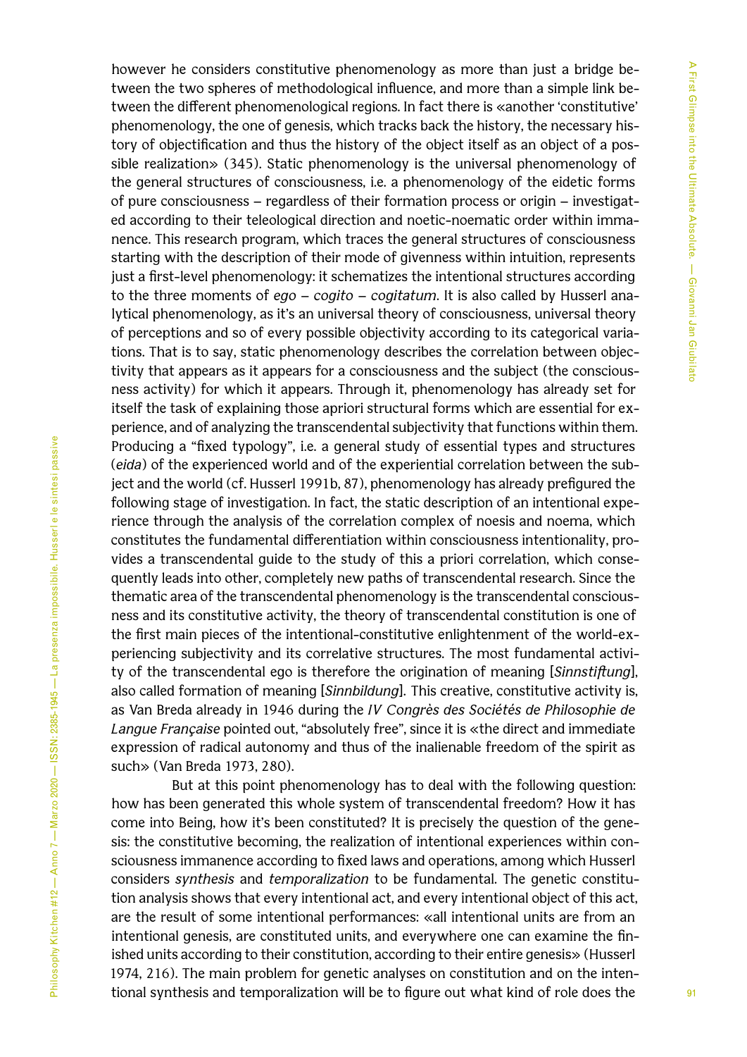however he considers constitutive phenomenology as more than just a bridge between the two spheres of methodological influence, and more than a simple link between the different phenomenological regions. In fact there is «another 'constitutive' phenomenology, the one of genesis, which tracks back the history, the necessary history of objectification and thus the history of the object itself as an object of a possible realization» (345). Static phenomenology is the universal phenomenology of the general structures of consciousness, i.e. a phenomenology of the eidetic forms of pure consciousness – regardless of their formation process or origin – investigated according to their teleological direction and noetic-noematic order within immanence. This research program, which traces the general structures of consciousness starting with the description of their mode of givenness within intuition, represents just a first-level phenomenology: it schematizes the intentional structures according to the three moments of *ego* – *cogito* – *cogitatum*. It is also called by Husserl analytical phenomenology, as it's an universal theory of consciousness, universal theory of perceptions and so of every possible objectivity according to its categorical variations. That is to say, static phenomenology describes the correlation between objectivity that appears as it appears for a consciousness and the subject (the consciousness activity) for which it appears. Through it, phenomenology has already set for itself the task of explaining those apriori structural forms which are essential for experience, and of analyzing the transcendental subjectivity that functions within them. Producing a "fixed typology", i.e. a general study of essential types and structures (*eida*) of the experienced world and of the experiential correlation between the subject and the world (cf. Husserl 1991b, 87), phenomenology has already prefigured the following stage of investigation. In fact, the static description of an intentional experience through the analysis of the correlation complex of noesis and noema, which constitutes the fundamental differentiation within consciousness intentionality, provides a transcendental guide to the study of this a priori correlation, which consequently leads into other, completely new paths of transcendental research. Since the thematic area of the transcendental phenomenology is the transcendental consciousness and its constitutive activity, the theory of transcendental constitution is one of the first main pieces of the intentional-constitutive enlightenment of the world-experiencing subjectivity and its correlative structures. The most fundamental activity of the transcendental ego is therefore the origination of meaning [*Sinnstiftung*], also called formation of meaning [*Sinnbildung*]. This creative, constitutive activity is, as Van Breda already in 1946 during the *IV Congrès des Sociétés de Philosophie de Langue Française* pointed out, "absolutely free", since it is «the direct and immediate expression of radical autonomy and thus of the inalienable freedom of the spirit as such» (Van Breda 1973, 280).

But at this point phenomenology has to deal with the following question: how has been generated this whole system of transcendental freedom? How it has come into Being, how it's been constituted? It is precisely the question of the genesis: the constitutive becoming, the realization of intentional experiences within consciousness immanence according to fixed laws and operations, among which Husserl considers *synthesis* and *temporalization* to be fundamental. The genetic constitution analysis shows that every intentional act, and every intentional object of this act, are the result of some intentional performances: «all intentional units are from an intentional genesis, are constituted units, and everywhere one can examine the finished units according to their constitution, according to their entire genesis» (Husserl 1974, 216). The main problem for genetic analyses on constitution and on the intentional synthesis and temporalization will be to figure out what kind of role does the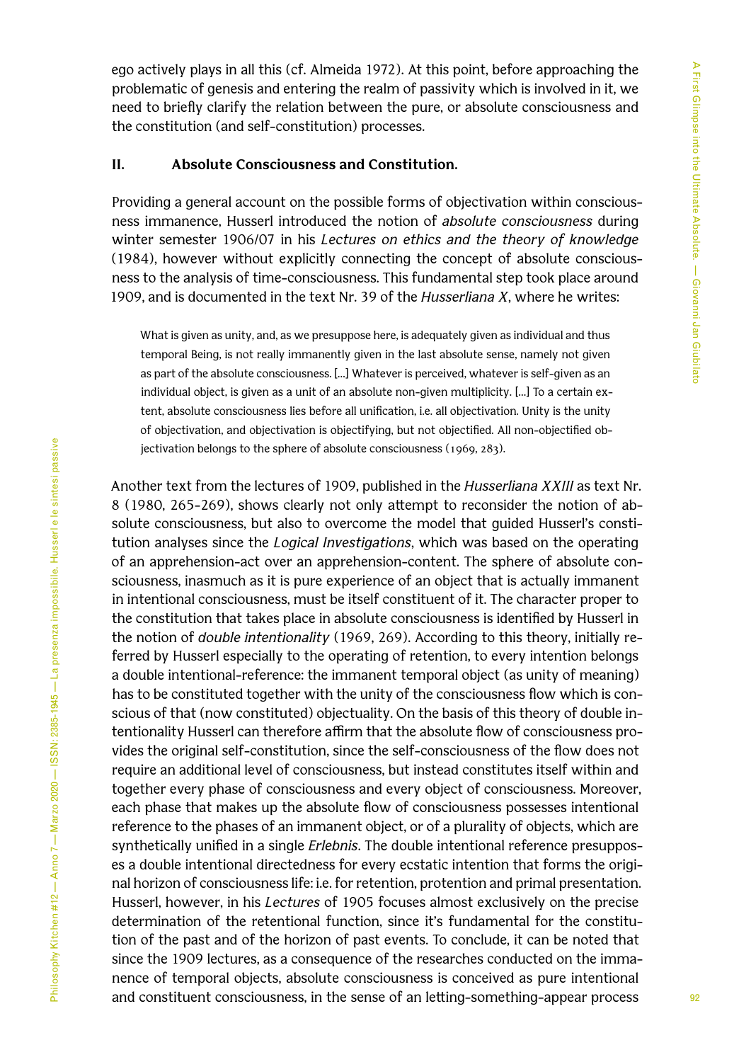ego actively plays in all this (cf. Almeida 1972). At this point, before approaching the problematic of genesis and entering the realm of passivity which is involved in it, we need to briefly clarify the relation between the pure, or absolute consciousness and the constitution (and self-constitution) processes.

## II. Absolute Consciousness and Constitution.

Providing a general account on the possible forms of objectivation within consciousness immanence, Husserl introduced the notion of *absolute consciousness* during winter semester 1906/07 in his *Lectures on ethics and the theory of knowledge* (1984), however without explicitly connecting the concept of absolute consciousness to the analysis of time-consciousness. This fundamental step took place around 1909, and is documented in the text Nr. 39 of the *Husserliana X*, where he writes:

> What is given as unity, and, as we presuppose here, is adequately given as individual and thus temporal Being, is not really immanently given in the last absolute sense, namely not given as part of the absolute consciousness. [...] Whatever is perceived, whatever is self-given as an individual object, is given as a unit of an absolute non-given multiplicity. [...] To a certain extent, absolute consciousness lies before all unification, i.e. all objectivation. Unity is the unity of objectivation, and objectivation is objectifying, but not objectified. All non-objectified objectivation belongs to the sphere of absolute consciousness (1969, 283).

Another text from the lectures of 1909, published in the *Husserliana XXIII* as text Nr. 8 (1980, 265-269), shows clearly not only attempt to reconsider the notion of absolute consciousness, but also to overcome the model that guided Husserl's constitution analyses since the *Logical Investigations*, which was based on the operating of an apprehension-act over an apprehension-content. The sphere of absolute consciousness, inasmuch as it is pure experience of an object that is actually immanent in intentional consciousness, must be itself constituent of it. The character proper to the constitution that takes place in absolute consciousness is identified by Husserl in the notion of *double intentionality* (1969, 269). According to this theory, initially referred by Husserl especially to the operating of retention, to every intention belongs a double intentional-reference: the immanent temporal object (as unity of meaning) has to be constituted together with the unity of the consciousness flow which is conscious of that (now constituted) objectuality. On the basis of this theory of double intentionality Husserl can therefore affirm that the absolute flow of consciousness provides the original self-constitution, since the self-consciousness of the flow does not require an additional level of consciousness, but instead constitutes itself within and together every phase of consciousness and every object of consciousness. Moreover, each phase that makes up the absolute flow of consciousness possesses intentional reference to the phases of an immanent object, or of a plurality of objects, which are synthetically unified in a single *Erlebnis*. The double intentional reference presupposes a double intentional directedness for every ecstatic intention that forms the original horizon of consciousness life: i.e. for retention, protention and primal presentation. Husserl, however, in his *Lectures* of 1905 focuses almost exclusively on the precise determination of the retentional function, since it's fundamental for the constitution of the past and of the horizon of past events. To conclude, it can be noted that since the 1909 lectures, as a consequence of the researches conducted on the immanence of temporal objects, absolute consciousness is conceived as pure intentional and constituent consciousness, in the sense of an letting-something-appear process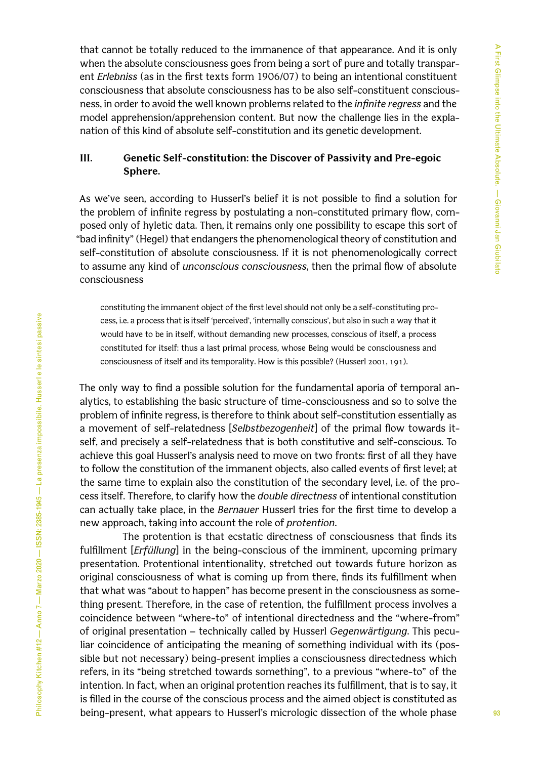that cannot be totally reduced to the immanence of that appearance. And it is only when the absolute consciousness goes from being a sort of pure and totally transparent *Erlebniss* (as in the first texts form 1906/07) to being an intentional constituent consciousness that absolute consciousness has to be also self-constituent consciousness, in order to avoid the well known problems related to the *infinite regress* and the model apprehension/apprehension content. But now the challenge lies in the explanation of this kind of absolute self-constitution and its genetic development.

## III. Genetic Self-constitution: the Discover of Passivity and Pre-egoic Sphere.

As we've seen, according to Husserl's belief it is not possible to find a solution for the problem of infinite regress by postulating a non-constituted primary flow, composed only of hyletic data. Then, it remains only one possibility to escape this sort of "bad infinity" (Hegel) that endangers the phenomenological theory of constitution and self-constitution of absolute consciousness. If it is not phenomenologically correct to assume any kind of *unconscious consciousness*, then the primal flow of absolute consciousness

> constituting the immanent object of the first level should not only be a self-constituting process, i.e. a process that is itself 'perceived', 'internally conscious', but also in such a way that it would have to be in itself, without demanding new processes, conscious of itself, a process constituted for itself: thus a last primal process, whose Being would be consciousness and consciousness of itself and its temporality. How is this possible? (Husserl 2001, 191).

The only way to find a possible solution for the fundamental aporia of temporal analytics, to establishing the basic structure of time-consciousness and so to solve the problem of infinite regress, is therefore to think about self-constitution essentially as a movement of self-relatedness [*Selbstbezogenheit*] of the primal flow towards itself, and precisely a self-relatedness that is both constitutive and self-conscious. To achieve this goal Husserl's analysis need to move on two fronts: first of all they have to follow the constitution of the immanent objects, also called events of first level; at the same time to explain also the constitution of the secondary level, i.e. of the process itself. Therefore, to clarify how the *double directness* of intentional constitution can actually take place, in the *Bernauer* Husserl tries for the first time to develop a new approach, taking into account the role of *protention*.

The protention is that ecstatic directness of consciousness that finds its fulfillment [*Erfüllung*] in the being-conscious of the imminent, upcoming primary presentation. Protentional intentionality, stretched out towards future horizon as original consciousness of what is coming up from there, finds its fulfillment when that what was "about to happen" has become present in the consciousness as something present. Therefore, in the case of retention, the fulfillment process involves a coincidence between "where-to" of intentional directedness and the "where-from" of original presentation – technically called by Husserl *Gegenwärtigung*. This peculiar coincidence of anticipating the meaning of something individual with its (possible but not necessary) being-present implies a consciousness directedness which refers, in its "being stretched towards something", to a previous "where-to" of the intention. In fact, when an original protention reaches its fulfillment, that is to say, it is filled in the course of the conscious process and the aimed object is constituted as being-present, what appears to Husserl's micrologic dissection of the whole phase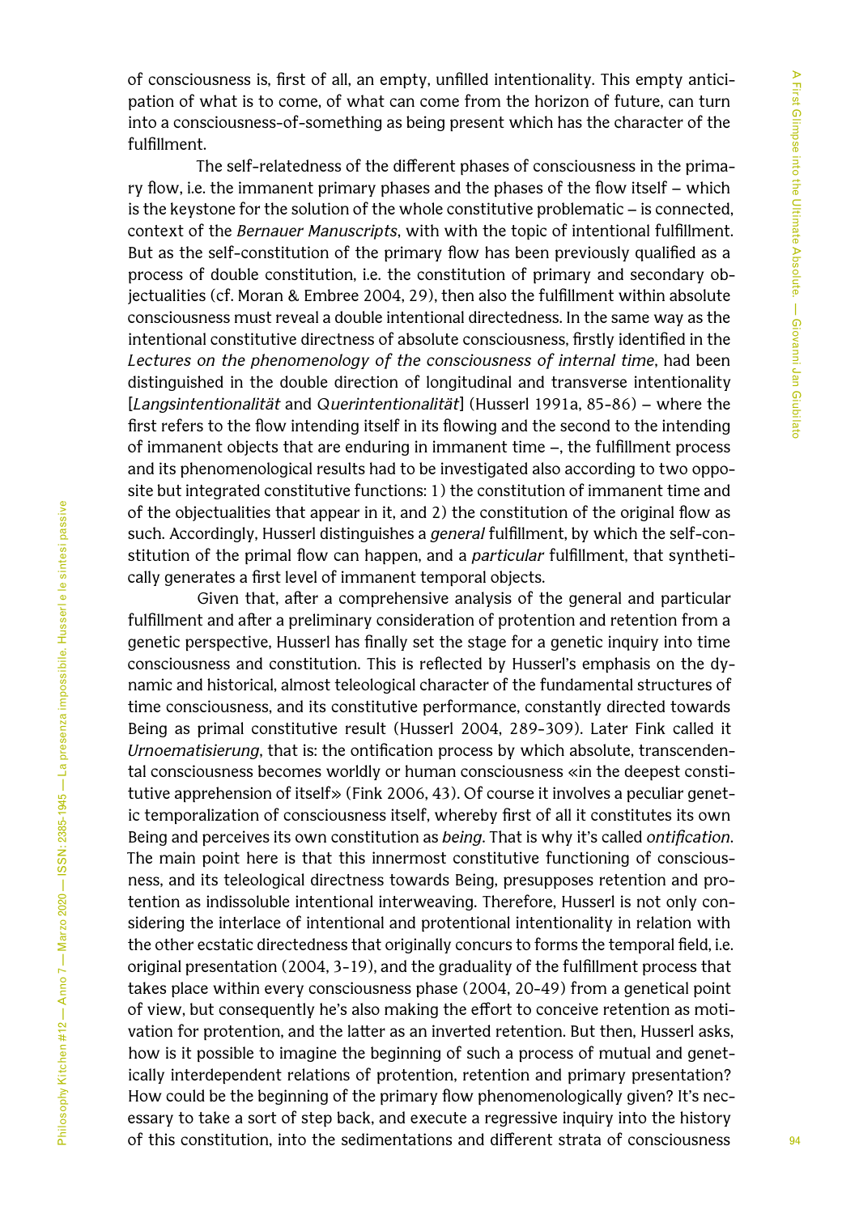of consciousness is, first of all, an empty, unfilled intentionality. This empty anticipation of what is to come, of what can come from the horizon of future, can turn into a consciousness-of-something as being present which has the character of the fulfillment.

The self-relatedness of the different phases of consciousness in the primary flow, i.e. the immanent primary phases and the phases of the flow itself – which is the keystone for the solution of the whole constitutive problematic – is connected, context of the *Bernauer Manuscripts*, with with the topic of intentional fulfillment. But as the self-constitution of the primary flow has been previously qualified as a process of double constitution, i.e. the constitution of primary and secondary objectualities (cf. Moran & Embree 2004, 29), then also the fulfillment within absolute consciousness must reveal a double intentional directedness. In the same way as the intentional constitutive directness of absolute consciousness, firstly identified in the *Lectures on the phenomenology of the consciousness of internal time*, had been distinguished in the double direction of longitudinal and transverse intentionality [*Langsintentionalität* and *Querintentionalität*] (Husserl 1991a, 85-86) – where the first refers to the flow intending itself in its flowing and the second to the intending of immanent objects that are enduring in immanent time –, the fulfillment process and its phenomenological results had to be investigated also according to two opposite but integrated constitutive functions: 1) the constitution of immanent time and of the objectualities that appear in it, and 2) the constitution of the original flow as such. Accordingly, Husserl distinguishes a *general* fulfillment, by which the self-constitution of the primal flow can happen, and a *particular* fulfillment, that synthetically generates a first level of immanent temporal objects.

Given that, after a comprehensive analysis of the general and particular fulfillment and after a preliminary consideration of protention and retention from a genetic perspective, Husserl has finally set the stage for a genetic inquiry into time consciousness and constitution. This is reflected by Husserl's emphasis on the dynamic and historical, almost teleological character of the fundamental structures of time consciousness, and its constitutive performance, constantly directed towards Being as primal constitutive result (Husserl 2004, 289-309). Later Fink called it *Urnoematisierung*, that is: the ontification process by which absolute, transcendental consciousness becomes worldly or human consciousness «in the deepest constitutive apprehension of itself» (Fink 2006, 43). Of course it involves a peculiar genetic temporalization of consciousness itself, whereby first of all it constitutes its own Being and perceives its own constitution as *being*. That is why it's called *ontification*. The main point here is that this innermost constitutive functioning of consciousness, and its teleological directness towards Being, presupposes retention and protention as indissoluble intentional interweaving. Therefore, Husserl is not only considering the interlace of intentional and protentional intentionality in relation with the other ecstatic directedness that originally concurs to forms the temporal field, i.e. original presentation (2004, 3-19), and the graduality of the fulfillment process that takes place within every consciousness phase (2004, 20-49) from a genetical point of view, but consequently he's also making the effort to conceive retention as motivation for protention, and the latter as an inverted retention. But then, Husserl asks, how is it possible to imagine the beginning of such a process of mutual and genetically interdependent relations of protention, retention and primary presentation? How could be the beginning of the primary flow phenomenologically given? It's necessary to take a sort of step back, and execute a regressive inquiry into the history of this constitution, into the sedimentations and different strata of consciousness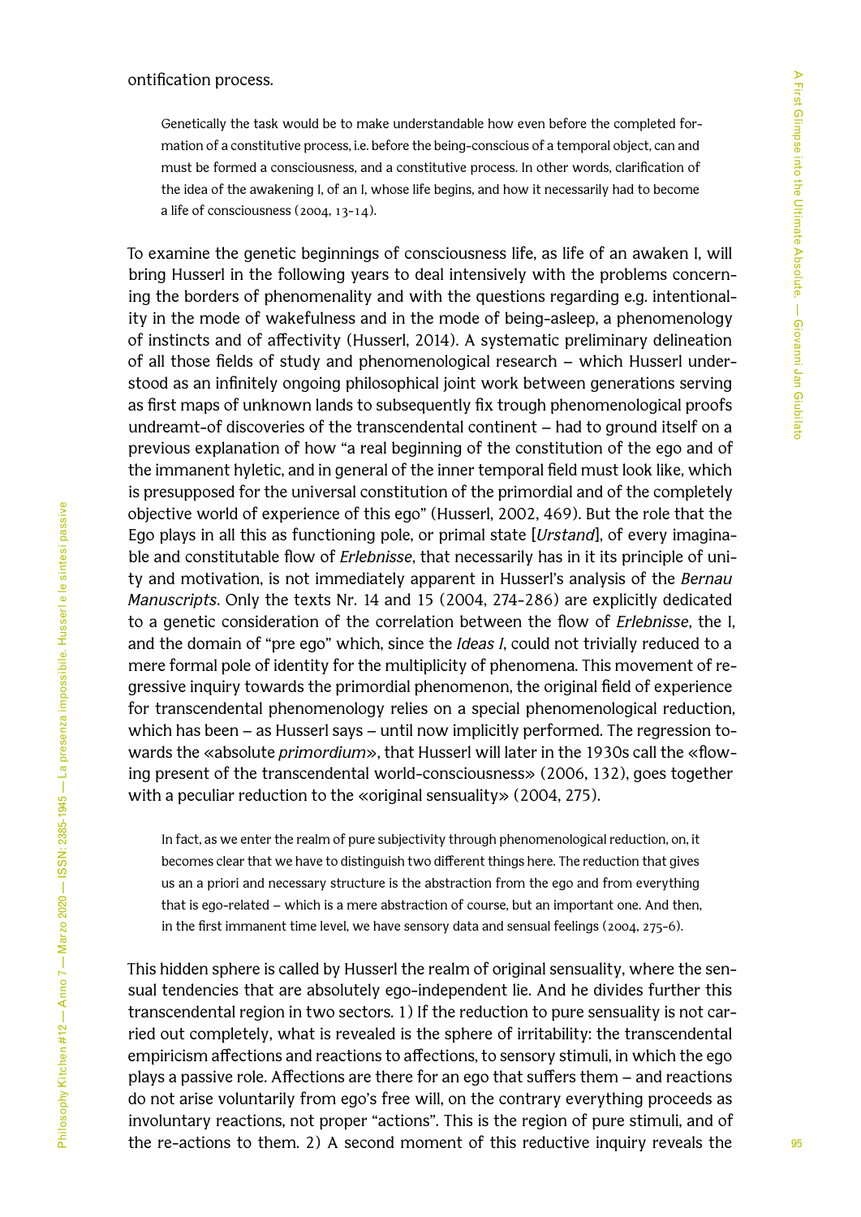ontification process.

> Genetically the task would be to make understandable how even before the completed formation of a constitutive process, i.e. before the being-conscious of a temporal object, can and must be formed a consciousness, and a constitutive process. In other words, clarification of the idea of the awakening I, of an I, whose life begins, and how it necessarily had to become a life of consciousness (2004, 13-14).

To examine the genetic beginnings of consciousness life, as life of an awaken I, will bring Husserl in the following years to deal intensively with the problems concerning the borders of phenomenality and with the questions regarding e.g. intentionality in the mode of wakefulness and in the mode of being-asleep, a phenomenology of instincts and of affectivity (Husserl, 2014). A systematic preliminary delineation of all those fields of study and phenomenological research – which Husserl understood as an infinitely ongoing philosophical joint work between generations serving as first maps of unknown lands to subsequently fix trough phenomenological proofs undreamt-of discoveries of the transcendental continent – had to ground itself on a previous explanation of how "a real beginning of the constitution of the ego and of the immanent hyletic, and in general of the inner temporal field must look like, which is presupposed for the universal constitution of the primordial and of the completely objective world of experience of this ego" (Husserl, 2002, 469). But the role that the Ego plays in all this as functioning pole, or primal state [*Urstand*], of every imaginable and constitutable flow of *Erlebnisse*, that necessarily has in it its principle of unity and motivation, is not immediately apparent in Husserl's analysis of the *Bernau Manuscripts*. Only the texts Nr. 14 and 15 (2004, 274-286) are explicitly dedicated to a genetic consideration of the correlation between the flow of *Erlebnisse*, the I, and the domain of "pre ego" which, since the *Ideas I*, could not trivially reduced to a mere formal pole of identity for the multiplicity of phenomena. This movement of regressive inquiry towards the primordial phenomenon, the original field of experience for transcendental phenomenology relies on a special phenomenological reduction, which has been – as Husserl says – until now implicitly performed. The regression towards the «absolute *primordium*», that Husserl will later in the 1930s call the «flowing present of the transcendental world-consciousness» (2006, 132), goes together with a peculiar reduction to the «original sensuality» (2004, 275).

> In fact, as we enter the realm of pure subjectivity through phenomenological reduction, on, it becomes clear that we have to distinguish two different things here. The reduction that gives us an a priori and necessary structure is the abstraction from the ego and from everything that is ego-related – which is a mere abstraction of course, but an important one. And then, in the first immanent time level, we have sensory data and sensual feelings (2004, 275-6).

This hidden sphere is called by Husserl the realm of original sensuality, where the sensual tendencies that are absolutely ego-independent lie. And he divides further this transcendental region in two sectors. 1) If the reduction to pure sensuality is not carried out completely, what is revealed is the sphere of irritability: the transcendental empiricism affections and reactions to affections, to sensory stimuli, in which the ego plays a passive role. Affections are there for an ego that suffers them – and reactions do not arise voluntarily from ego's free will, on the contrary everything proceeds as involuntary reactions, not proper "actions". This is the region of pure stimuli, and of the re-actions to them. 2) A second moment of this reductive inquiry reveals the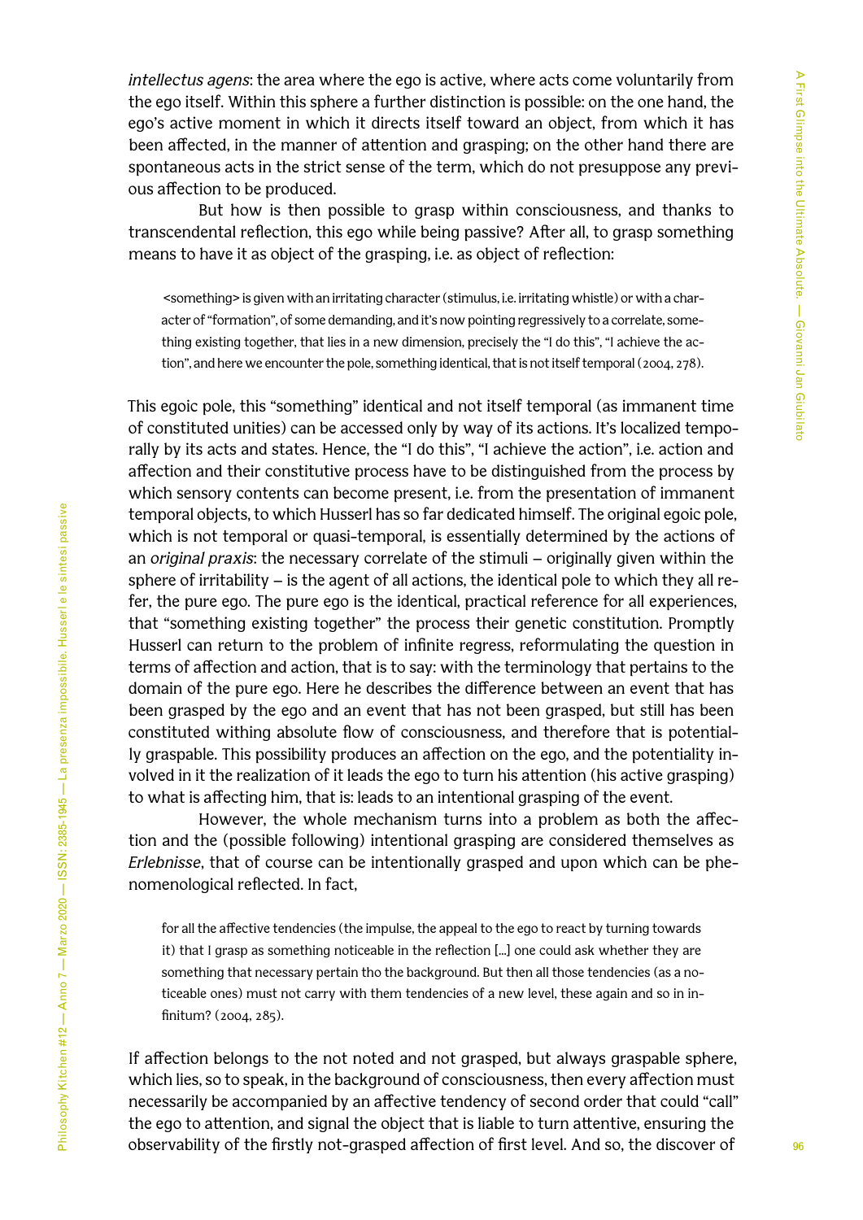*intellectus agens*: the area where the ego is active, where acts come voluntarily from the ego itself. Within this sphere a further distinction is possible: on the one hand, the ego's active moment in which it directs itself toward an object, from which it has been affected, in the manner of attention and grasping; on the other hand there are spontaneous acts in the strict sense of the term, which do not presuppose any previous affection to be produced.

But how is then possible to grasp within consciousness, and thanks to transcendental reflection, this ego while being passive? After all, to grasp something means to have it as object of the grasping, i.e. as object of reflection:

> <something> is given with an irritating character (stimulus, i.e. irritating whistle) or with a character of "formation", of some demanding, and it's now pointing regressively to a correlate, something existing together, that lies in a new dimension, precisely the "I do this", "I achieve the action", and here we encounter the pole, something identical, that is not itself temporal (2004, 278).

This egoic pole, this "something" identical and not itself temporal (as immanent time of constituted unities) can be accessed only by way of its actions. It's localized temporally by its acts and states. Hence, the "I do this", "I achieve the action", i.e. action and affection and their constitutive process have to be distinguished from the process by which sensory contents can become present, i.e. from the presentation of immanent temporal objects, to which Husserl has so far dedicated himself. The original egoic pole, which is not temporal or quasi-temporal, is essentially determined by the actions of an *original praxis*: the necessary correlate of the stimuli – originally given within the sphere of irritability – is the agent of all actions, the identical pole to which they all refer, the pure ego. The pure ego is the identical, practical reference for all experiences, that "something existing together" the process their genetic constitution. Promptly Husserl can return to the problem of infinite regress, reformulating the question in terms of affection and action, that is to say: with the terminology that pertains to the domain of the pure ego. Here he describes the difference between an event that has been grasped by the ego and an event that has not been grasped, but still has been constituted withing absolute flow of consciousness, and therefore that is potentially graspable. This possibility produces an affection on the ego, and the potentiality involved in it the realization of it leads the ego to turn his attention (his active grasping) to what is affecting him, that is: leads to an intentional grasping of the event.

However, the whole mechanism turns into a problem as both the affection and the (possible following) intentional grasping are considered themselves as *Erlebnisse*, that of course can be intentionally grasped and upon which can be phenomenological reflected. In fact,

> for all the affective tendencies (the impulse, the appeal to the ego to react by turning towards it) that I grasp as something noticeable in the reflection [...] one could ask whether they are something that necessary pertain tho the background. But then all those tendencies (as a noticeable ones) must not carry with them tendencies of a new level, these again and so in infinitum? (2004, 285).

If affection belongs to the not noted and not grasped, but always graspable sphere, which lies, so to speak, in the background of consciousness, then every affection must necessarily be accompanied by an affective tendency of second order that could "call" the ego to attention, and signal the object that is liable to turn attentive, ensuring the observability of the firstly not-grasped affection of first level. And so, the discover of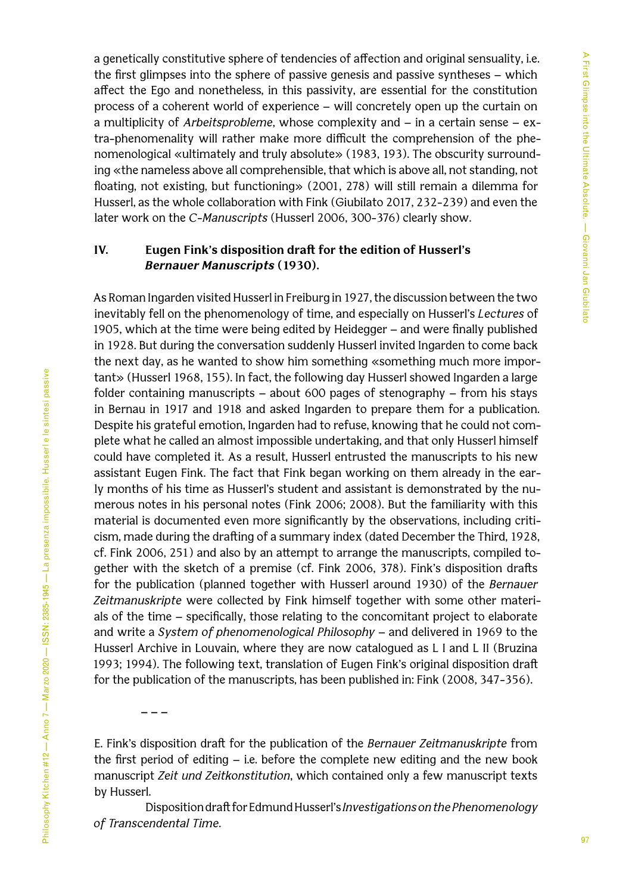a genetically constitutive sphere of tendencies of affection and original sensuality, i.e. the first glimpses into the sphere of passive genesis and passive syntheses – which affect the Ego and nonetheless, in this passivity, are essential for the constitution process of a coherent world of experience – will concretely open up the curtain on a multiplicity of *Arbeitsprobleme*, whose complexity and – in a certain sense – extra-phenomenality will rather make more difficult the comprehension of the phenomenological «ultimately and truly absolute» (1983, 193). The obscurity surrounding «the nameless above all comprehensible, that which is above all, not standing, not floating, not existing, but functioning» (2001, 278) will still remain a dilemma for Husserl, as the whole collaboration with Fink (Giubilato 2017, 232-239) and even the later work on the *C-Manuscripts* (Husserl 2006, 300-376) clearly show.

## IV. Eugen Fink's disposition draft for the edition of Husserl's *Bernauer Manuscripts* (1930).

As Roman Ingarden visited Husserl in Freiburg in 1927, the discussion between the two inevitably fell on the phenomenology of time, and especially on Husserl's *Lectures* of 1905, which at the time were being edited by Heidegger – and were finally published in 1928. But during the conversation suddenly Husserl invited Ingarden to come back the next day, as he wanted to show him something «something much more important» (Husserl 1968, 155). In fact, the following day Husserl showed Ingarden a large folder containing manuscripts – about 600 pages of stenography – from his stays in Bernau in 1917 and 1918 and asked Ingarden to prepare them for a publication. Despite his grateful emotion, Ingarden had to refuse, knowing that he could not complete what he called an almost impossible undertaking, and that only Husserl himself could have completed it. As a result, Husserl entrusted the manuscripts to his new assistant Eugen Fink. The fact that Fink began working on them already in the early months of his time as Husserl's student and assistant is demonstrated by the numerous notes in his personal notes (Fink 2006; 2008). But the familiarity with this material is documented even more significantly by the observations, including criticism, made during the drafting of a summary index (dated December the Third, 1928, cf. Fink 2006, 251) and also by an attempt to arrange the manuscripts, compiled together with the sketch of a premise (cf. Fink 2006, 378). Fink's disposition drafts for the publication (planned together with Husserl around 1930) of the *Bernauer Zeitmanuskripte* were collected by Fink himself together with some other materials of the time – specifically, those relating to the concomitant project to elaborate and write a *System of phenomenological Philosophy* – and delivered in 1969 to the Husserl Archive in Louvain, where they are now catalogued as L I and L II (Bruzina 1993; 1994). The following text, translation of Eugen Fink's original disposition draft for the publication of the manuscripts, has been published in: Fink (2008, 347-356).

– – –

E. Fink's disposition draft for the publication of the *Bernauer Zeitmanuskripte* from the first period of editing – i.e. before the complete new editing and the new book manuscript *Zeit und Zeitkonstitution*, which contained only a few manuscript texts by Husserl.

Disposition draft for Edmund Husserl's *Investigations on the Phenomenology of Transcendental Time*.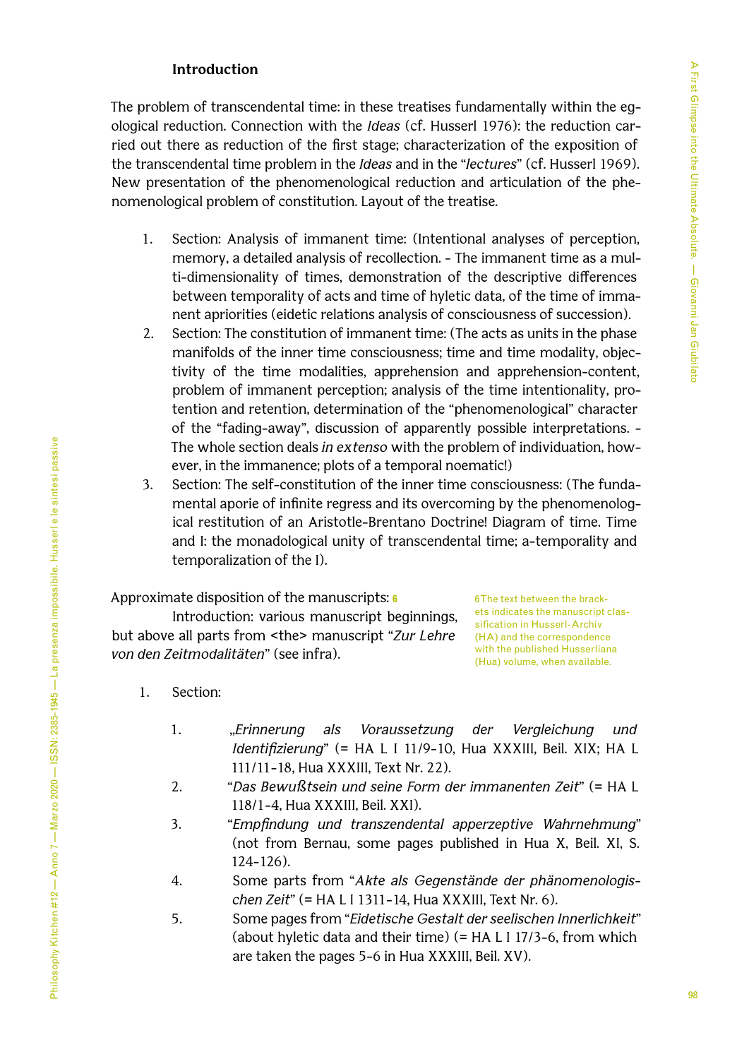**Introduction**

The problem of transcendental time: in these treatises fundamentally within the egological reduction. Connection with the *Ideas* (cf. Husserl 1976): the reduction carried out there as reduction of the first stage; characterization of the exposition of the transcendental time problem in the *Ideas* and in the "*lectures*" (cf. Husserl 1969). New presentation of the phenomenological reduction and articulation of the phenomenological problem of constitution. Layout of the treatise.

1. Section: Analysis of immanent time: (Intentional analyses of perception, memory, a detailed analysis of recollection. – The immanent time as a multi-dimensionality of times, demonstration of the descriptive differences between temporality of acts and time of hyletic data, of the time of immanent apriorities (eidetic relations analysis of consciousness of succession).
2. Section: The constitution of immanent time: (The acts as units in the phase manifolds of the inner time consciousness; time and time modality, objectivity of the time modalities, apprehension and apprehension-content, problem of immanent perception; analysis of the time intentionality, protention and retention, determination of the "phenomenological" character of the "fading-away", discussion of apparently possible interpretations. – The whole section deals *in extenso* with the problem of individuation, however, in the immanence; plots of a temporal noematic!)
3. Section: The self-constitution of the inner time consciousness: (The fundamental aporie of infinite regress and its overcoming by the phenomenological restitution of an Aristotle-Brentano Doctrine! Diagram of time. Time and I: the monadological unity of transcendental time; a-temporality and temporalization of the I).

Approximate disposition of the manuscripts: [6]

Introduction: various manuscript beginnings, but above all parts from <the> manuscript "*Zur Lehre von den Zeitmodalitäten*" (see infra).

[6] The text between the brackets indicates the manuscript classification in Husserl-Archiv (HA) and the correspondence with the published Husserliana (Hua) volume, when available.

1. Section:

   1. „*Erinnerung als Voraussetzung der Vergleichung und Identifizierung*" (= HA L I 11/9-10, Hua XXXIII, Beil. XIX; HA L 111/11-18, Hua XXXIII, Text Nr. 22).
   2. "*Das Bewußtsein und seine Form der immanenten Zeit*" (= HA L 118/1-4, Hua XXXIII, Beil. XXI).
   3. "*Empfindung und transzendental apperzeptive Wahrnehmung*" (not from Bernau, some pages published in Hua X, Beil. XI, S. 124-126).
   4. Some parts from "*Akte als Gegenstände der phänomenologischen Zeit*" (= HA L I 1311-14, Hua XXXIII, Text Nr. 6).
   5. Some pages from "*Eidetische Gestalt der seelischen Innerlichkeit*" (about hyletic data and their time) (= HA L I 17/3-6, from which are taken the pages 5-6 in Hua XXXIII, Beil. XV).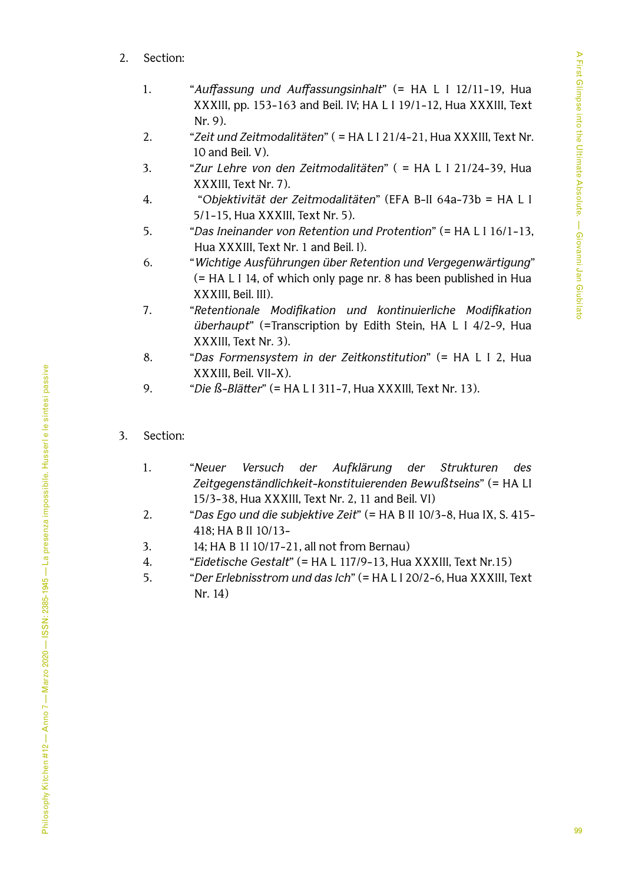2. Section:

   1. "*Auffassung und Auffassungsinhalt*" (= HA L I 12/11-19, Hua XXXIII, pp. 153-163 and Beil. IV; HA L I 19/1-12, Hua XXXIII, Text Nr. 9).
   2. "*Zeit und Zeitmodalitäten*" ( = HA L I 21/4-21, Hua XXXIII, Text Nr. 10 and Beil. V).
   3. "*Zur Lehre von den Zeitmodalitäten*" ( = HA L I 21/24-39, Hua XXXIII, Text Nr. 7).
   4. "*Objektivität der Zeitmodalitäten*" (EFA B-II 64a-73b = HA L I 5/1-15, Hua XXXIII, Text Nr. 5).
   5. "*Das Ineinander von Retention und Protention*" (= HA L I 16/1-13, Hua XXXIII, Text Nr. 1 and Beil. I).
   6. "*Wichtige Ausführungen über Retention und Vergegenwärtigung*" (= HA L I 14, of which only page nr. 8 has been published in Hua XXXIII, Beil. III).
   7. "*Retentionale Modifikation und kontinuierliche Modifikation überhaupt*" (=Transcription by Edith Stein, HA L I 4/2-9, Hua XXXIII, Text Nr. 3).
   8. "*Das Formensystem in der Zeitkonstitution*" (= HA L I 2, Hua XXXIII, Beil. VII-X).
   9. "*Die ß-Blätter*" (= HA L I 311-7, Hua XXXIII, Text Nr. 13).

3. Section:

   1. "*Neuer Versuch der Aufklärung der Strukturen des Zeitgegenständlichkeit-konstituierenden Bewußtseins*" (= HA LI 15/3-38, Hua XXXIII, Text Nr. 2, 11 and Beil. VI)
   2. "*Das Ego und die subjektive Zeit*" (= HA B II 10/3-8, Hua IX, S. 415-418; HA B II 10/13-
   3. 14; HA B 1I 10/17-21, all not from Bernau)
   4. "*Eidetische Gestalt*" (= HA L 117/9-13, Hua XXXIII, Text Nr.15)
   5. "*Der Erlebnisstrom und das Ich*" (= HA L I 20/2-6, Hua XXXIII, Text Nr. 14)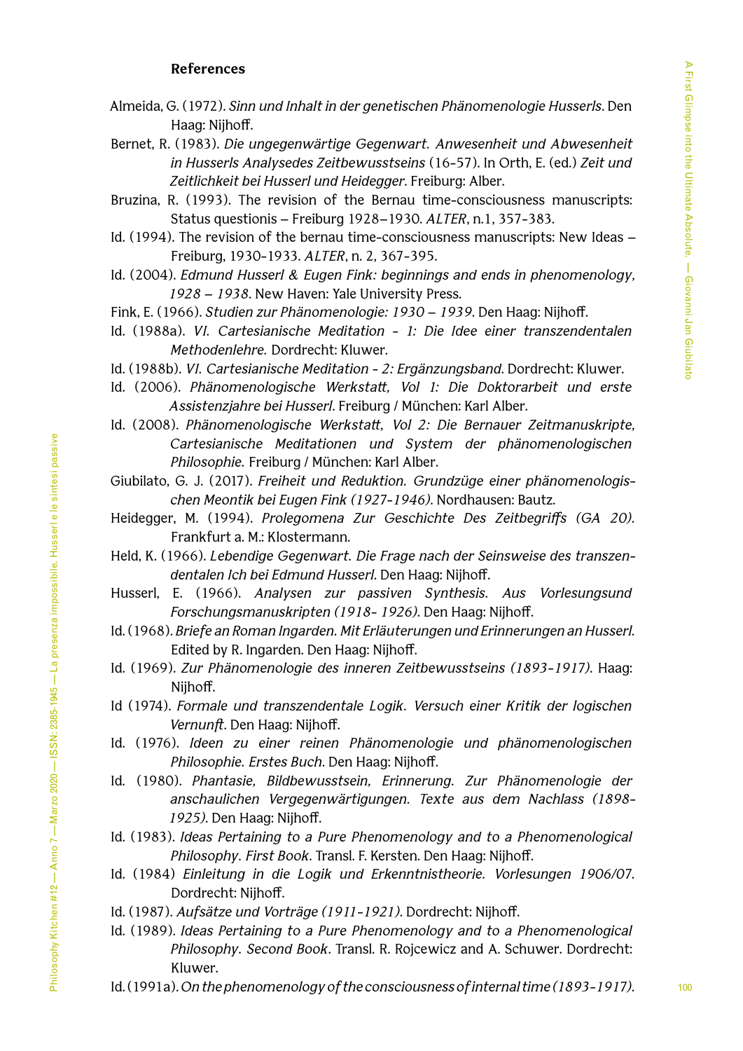**References**

Almeida, G. (1972). *Sinn und Inhalt in der genetischen Phänomenologie Husserls*. Den Haag: Nijhoff.

Bernet, R. (1983). *Die ungegenwärtige Gegenwart. Anwesenheit und Abwesenheit in Husserls Analysedes Zeitbewusstseins* (16-57). In Orth, E. (ed.) *Zeit und Zeitlichkeit bei Husserl und Heidegger*. Freiburg: Alber.

Bruzina, R. (1993). The revision of the Bernau time-consciousness manuscripts: Status questionis – Freiburg 1928–1930. *ALTER*, n.1, 357-383.

Id. (1994). The revision of the bernau time-consciousness manuscripts: New Ideas – Freiburg, 1930-1933. *ALTER*, n. 2, 367-395.

Id. (2004). *Edmund Husserl & Eugen Fink: beginnings and ends in phenomenology, 1928 – 1938*. New Haven: Yale University Press.

Fink, E. (1966). *Studien zur Phänomenologie: 1930 – 1939*. Den Haag: Nijhoff.

Id. (1988a). *VI. Cartesianische Meditation - 1: Die Idee einer transzendentalen Methodenlehre.* Dordrecht: Kluwer.

Id. (1988b). *VI. Cartesianische Meditation - 2: Ergänzungsband*. Dordrecht: Kluwer.

Id. (2006). *Phänomenologische Werkstatt, Vol 1: Die Doktorarbeit und erste Assistenzjahre bei Husserl*. Freiburg / München: Karl Alber.

Id. (2008). *Phänomenologische Werkstatt, Vol 2: Die Bernauer Zeitmanuskripte, Cartesianische Meditationen und System der phänomenologischen Philosophie.* Freiburg / München: Karl Alber.

Giubilato, G. J. (2017). *Freiheit und Reduktion. Grundzüge einer phänomenologischen Meontik bei Eugen Fink (1927-1946)*. Nordhausen: Bautz.

Heidegger, M. (1994). *Prolegomena Zur Geschichte Des Zeitbegriffs (GA 20)*. Frankfurt a. M.: Klostermann.

Held, K. (1966). *Lebendige Gegenwart. Die Frage nach der Seinsweise des transzendentalen Ich bei Edmund Husserl*. Den Haag: Nijhoff.

Husserl, E. (1966). *Analysen zur passiven Synthesis. Aus Vorlesungsund Forschungsmanuskripten (1918- 1926)*. Den Haag: Nijhoff.

Id. (1968). *Briefe an Roman Ingarden. Mit Erläuterungen und Erinnerungen an Husserl*. Edited by R. Ingarden. Den Haag: Nijhoff.

Id. (1969). *Zur Phänomenologie des inneren Zeitbewusstseins (1893-1917)*. Haag: Nijhoff.

Id (1974). *Formale und transzendentale Logik. Versuch einer Kritik der logischen Vernunft*. Den Haag: Nijhoff.

Id. (1976). *Ideen zu einer reinen Phänomenologie und phänomenologischen Philosophie. Erstes Buch*. Den Haag: Nijhoff.

Id. (1980). *Phantasie, Bildbewusstsein, Erinnerung. Zur Phänomenologie der anschaulichen Vergegenwärtigungen. Texte aus dem Nachlass (1898-1925)*. Den Haag: Nijhoff.

Id. (1983). *Ideas Pertaining to a Pure Phenomenology and to a Phenomenological Philosophy. First Book*. Transl. F. Kersten. Den Haag: Nijhoff.

Id. (1984) *Einleitung in die Logik und Erkenntnistheorie. Vorlesungen 1906/07*. Dordrecht: Nijhoff.

Id. (1987). *Aufsätze und Vorträge (1911-1921)*. Dordrecht: Nijhoff.

Id. (1989). *Ideas Pertaining to a Pure Phenomenology and to a Phenomenological Philosophy. Second Book*. Transl. R. Rojcewicz and A. Schuwer. Dordrecht: Kluwer.

Id. (1991a). *On the phenomenology of the consciousness of internal time (1893-1917)*.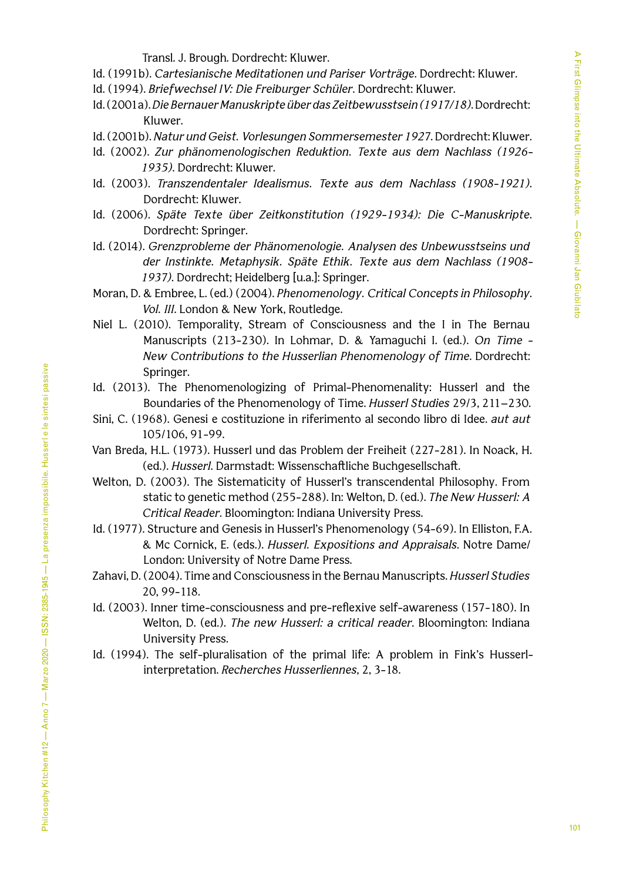Transl. J. Brough. Dordrecht: Kluwer.

Id. (1991b). *Cartesianische Meditationen und Pariser Vorträge*. Dordrecht: Kluwer.

Id. (1994). *Briefwechsel IV: Die Freiburger Schüler*. Dordrecht: Kluwer.

Id. (2001a). *Die Bernauer Manuskripte über das Zeitbewusstsein (1917/18).* Dordrecht: Kluwer.

Id. (2001b). *Natur und Geist. Vorlesungen Sommersemester 1927*. Dordrecht: Kluwer.

Id. (2002). *Zur phänomenologischen Reduktion. Texte aus dem Nachlass (1926-1935).* Dordrecht: Kluwer.

Id. (2003). *Transzendentaler Idealismus. Texte aus dem Nachlass (1908-1921)*. Dordrecht: Kluwer.

Id. (2006). *Späte Texte über Zeitkonstitution (1929-1934): Die C-Manuskripte*. Dordrecht: Springer.

Id. (2014). *Grenzprobleme der Phänomenologie. Analysen des Unbewusstseins und der Instinkte. Metaphysik. Späte Ethik. Texte aus dem Nachlass (1908-1937)*. Dordrecht; Heidelberg [u.a.]: Springer.

Moran, D. & Embree, L. (ed.) (2004). *Phenomenology. Critical Concepts in Philosophy. Vol. III*. London & New York, Routledge.

Niel L. (2010). Temporality, Stream of Consciousness and the I in The Bernau Manuscripts (213-230). In Lohmar, D. & Yamaguchi I. (ed.). *On Time - New Contributions to the Husserlian Phenomenology of Time*. Dordrecht: Springer.

Id. (2013). The Phenomenologizing of Primal-Phenomenality: Husserl and the Boundaries of the Phenomenology of Time. *Husserl Studies* 29/3, 211–230.

Sini, C. (1968). Genesi e costituzione in riferimento al secondo libro di Idee. *aut aut* 105/106, 91-99.

Van Breda, H.L. (1973). Husserl und das Problem der Freiheit (227-281). In Noack, H. (ed.). *Husserl*. Darmstadt: Wissenschaftliche Buchgesellschaft.

Welton, D. (2003). The Sistematicity of Husserl's transcendental Philosophy. From static to genetic method (255-288). In: Welton, D. (ed.). *The New Husserl: A Critical Reader*. Bloomington: Indiana University Press.

Id. (1977). Structure and Genesis in Husserl's Phenomenology (54-69). In Elliston, F.A. & Mc Cornick, E. (eds.). *Husserl. Expositions and Appraisals*. Notre Dame/ London: University of Notre Dame Press.

Zahavi, D. (2004). Time and Consciousness in the Bernau Manuscripts. *Husserl Studies* 20, 99-118.

Id. (2003). Inner time-consciousness and pre-reflexive self-awareness (157-180). In Welton, D. (ed.). *The new Husserl: a critical reader*. Bloomington: Indiana University Press.

Id. (1994). The self-pluralisation of the primal life: A problem in Fink's Husserl-interpretation. *Recherches Husserliennes*, 2, 3-18.